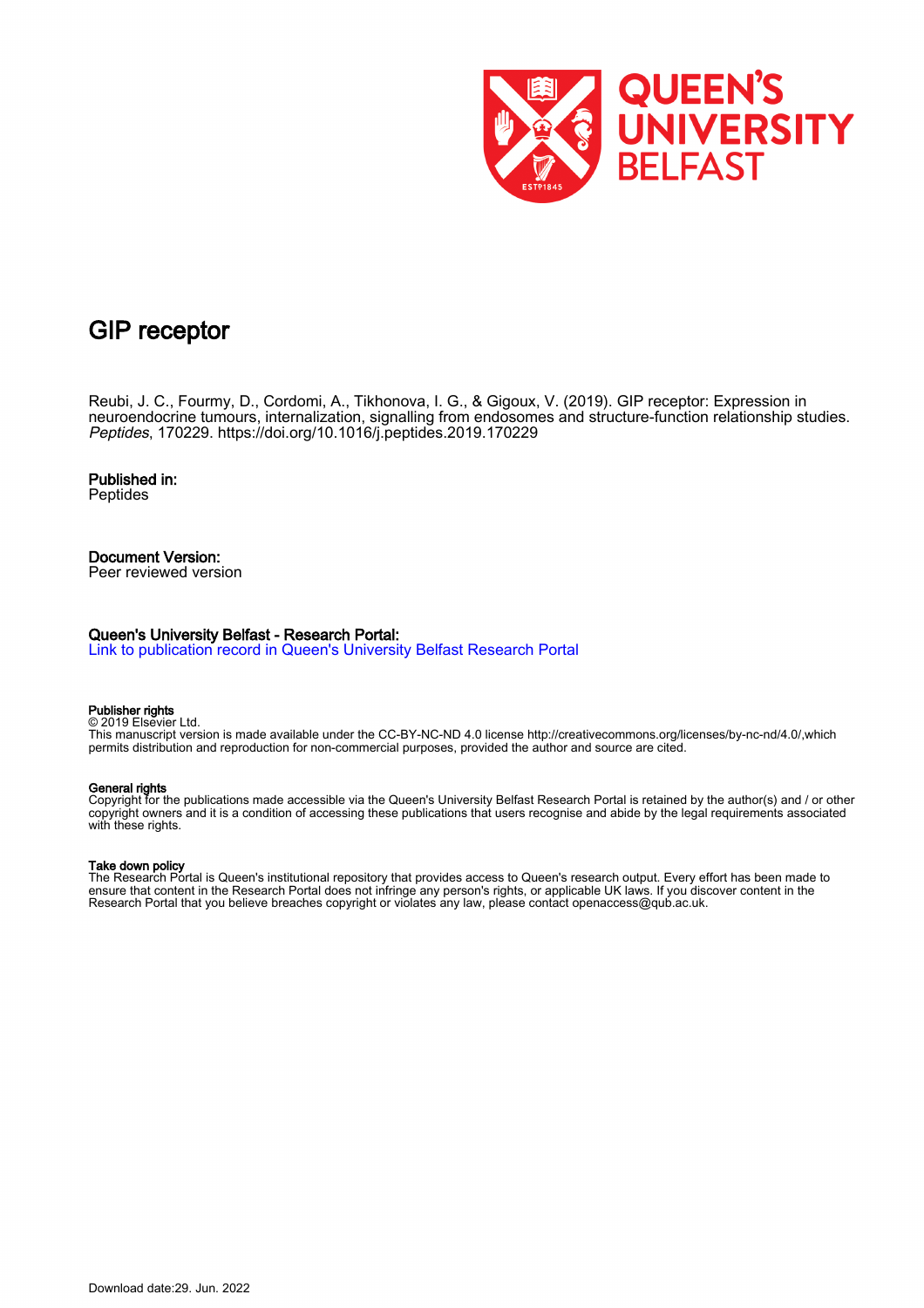# GIP receptor

Reubi, J. C., Fourmy, D., Cordomi, A., Tikhonova, I. G., & Gigoux, V. (2019). GIP receptor: Expression in neuroendocrine tumours, internalization, signalling from endosomes and structure-function relationship studies. *Peptides*, 170229. https://doi.org/10.1016/j.peptides.2019.170229

**Published in:**
Peptides

**Document Version:**
Peer reviewed version

**Queen's University Belfast - Research Portal:**
Link to publication record in Queen's University Belfast Research Portal

**Publisher rights**
© 2019 Elsevier Ltd.
This manuscript version is made available under the CC-BY-NC-ND 4.0 license http://creativecommons.org/licenses/by-nc-nd/4.0/,which permits distribution and reproduction for non-commercial purposes, provided the author and source are cited.

**General rights**
Copyright for the publications made accessible via the Queen's University Belfast Research Portal is retained by the author(s) and / or other copyright owners and it is a condition of accessing these publications that users recognise and abide by the legal requirements associated with these rights.

**Take down policy**
The Research Portal is Queen's institutional repository that provides access to Queen's research output. Every effort has been made to ensure that content in the Research Portal does not infringe any person's rights, or applicable UK laws. If you discover content in the Research Portal that you believe breaches copyright or violates any law, please contact openaccess@qub.ac.uk.

Download date:29. Jun. 2022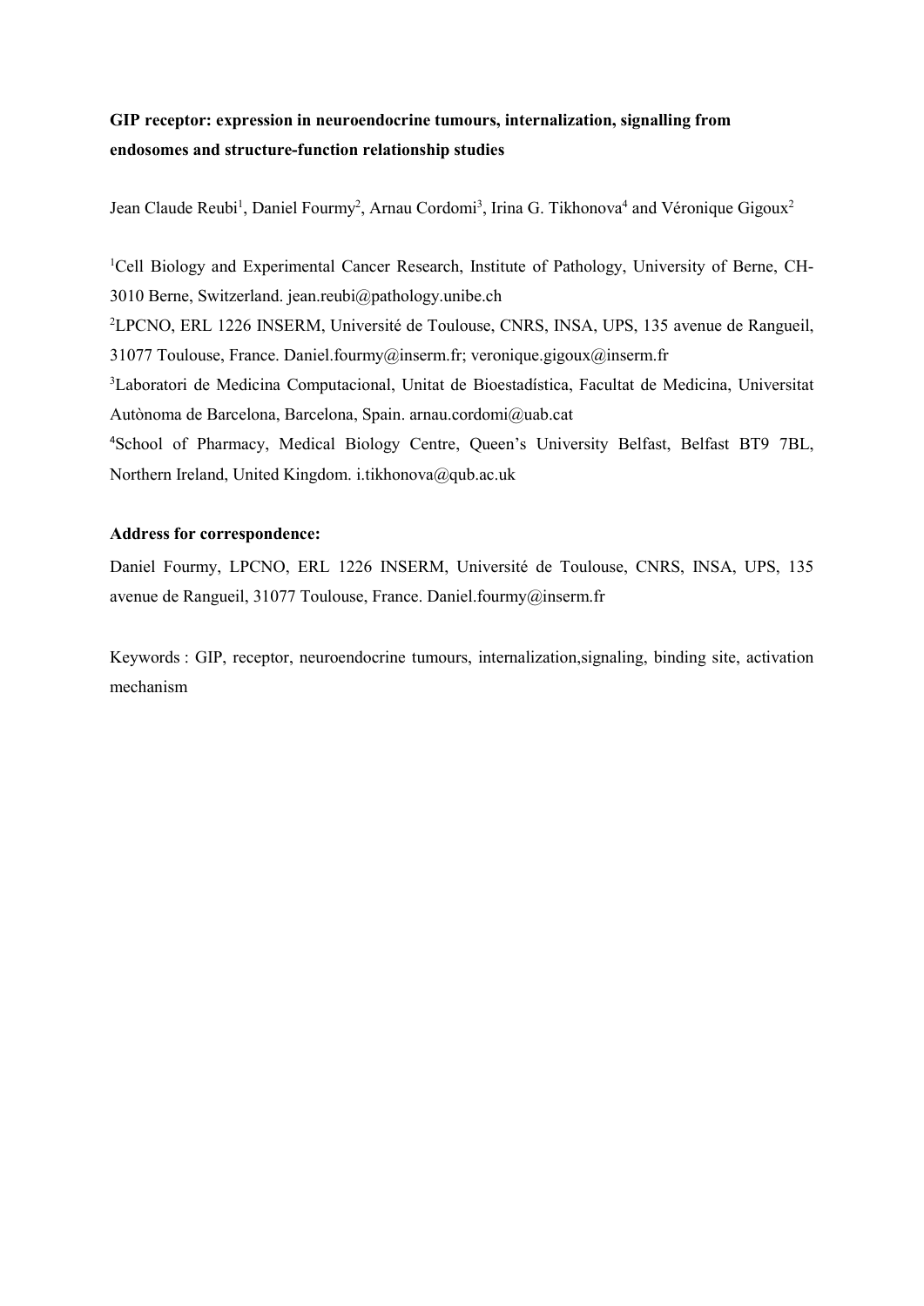**GIP receptor: expression in neuroendocrine tumours, internalization, signalling from endosomes and structure-function relationship studies**

Jean Claude Reubi[1], Daniel Fourmy[2], Arnau Cordomi[3], Irina G. Tikhonova[4] and Véronique Gigoux[2]

[1]Cell Biology and Experimental Cancer Research, Institute of Pathology, University of Berne, CH-3010 Berne, Switzerland. jean.reubi@pathology.unibe.ch

[2]LPCNO, ERL 1226 INSERM, Université de Toulouse, CNRS, INSA, UPS, 135 avenue de Rangueil, 31077 Toulouse, France. Daniel.fourmy@inserm.fr; veronique.gigoux@inserm.fr

[3]Laboratori de Medicina Computacional, Unitat de Bioestadística, Facultat de Medicina, Universitat Autònoma de Barcelona, Barcelona, Spain. arnau.cordomi@uab.cat

[4]School of Pharmacy, Medical Biology Centre, Queen's University Belfast, Belfast BT9 7BL, Northern Ireland, United Kingdom. i.tikhonova@qub.ac.uk

**Address for correspondence:**

Daniel Fourmy, LPCNO, ERL 1226 INSERM, Université de Toulouse, CNRS, INSA, UPS, 135 avenue de Rangueil, 31077 Toulouse, France. Daniel.fourmy@inserm.fr

Keywords : GIP, receptor, neuroendocrine tumours, internalization,signaling, binding site, activation mechanism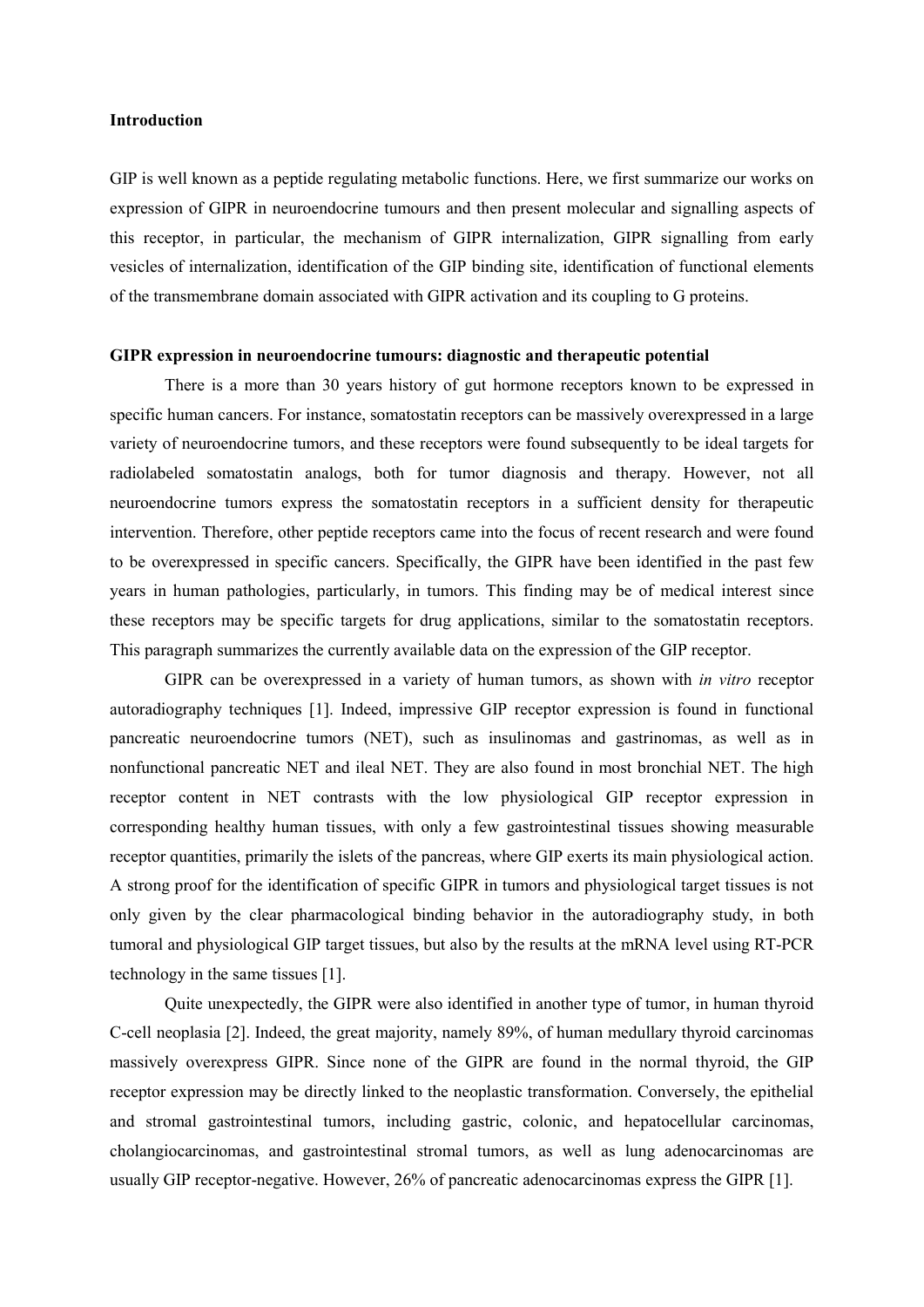## Introduction

GIP is well known as a peptide regulating metabolic functions. Here, we first summarize our works on expression of GIPR in neuroendocrine tumours and then present molecular and signalling aspects of this receptor, in particular, the mechanism of GIPR internalization, GIPR signalling from early vesicles of internalization, identification of the GIP binding site, identification of functional elements of the transmembrane domain associated with GIPR activation and its coupling to G proteins.

### GIPR expression in neuroendocrine tumours: diagnostic and therapeutic potential

There is a more than 30 years history of gut hormone receptors known to be expressed in specific human cancers. For instance, somatostatin receptors can be massively overexpressed in a large variety of neuroendocrine tumors, and these receptors were found subsequently to be ideal targets for radiolabeled somatostatin analogs, both for tumor diagnosis and therapy. However, not all neuroendocrine tumors express the somatostatin receptors in a sufficient density for therapeutic intervention. Therefore, other peptide receptors came into the focus of recent research and were found to be overexpressed in specific cancers. Specifically, the GIPR have been identified in the past few years in human pathologies, particularly, in tumors. This finding may be of medical interest since these receptors may be specific targets for drug applications, similar to the somatostatin receptors. This paragraph summarizes the currently available data on the expression of the GIP receptor.

GIPR can be overexpressed in a variety of human tumors, as shown with *in vitro* receptor autoradiography techniques [1]. Indeed, impressive GIP receptor expression is found in functional pancreatic neuroendocrine tumors (NET), such as insulinomas and gastrinomas, as well as in nonfunctional pancreatic NET and ileal NET. They are also found in most bronchial NET. The high receptor content in NET contrasts with the low physiological GIP receptor expression in corresponding healthy human tissues, with only a few gastrointestinal tissues showing measurable receptor quantities, primarily the islets of the pancreas, where GIP exerts its main physiological action. A strong proof for the identification of specific GIPR in tumors and physiological target tissues is not only given by the clear pharmacological binding behavior in the autoradiography study, in both tumoral and physiological GIP target tissues, but also by the results at the mRNA level using RT-PCR technology in the same tissues [1].

Quite unexpectedly, the GIPR were also identified in another type of tumor, in human thyroid C-cell neoplasia [2]. Indeed, the great majority, namely 89%, of human medullary thyroid carcinomas massively overexpress GIPR. Since none of the GIPR are found in the normal thyroid, the GIP receptor expression may be directly linked to the neoplastic transformation. Conversely, the epithelial and stromal gastrointestinal tumors, including gastric, colonic, and hepatocellular carcinomas, cholangiocarcinomas, and gastrointestinal stromal tumors, as well as lung adenocarcinomas are usually GIP receptor-negative. However, 26% of pancreatic adenocarcinomas express the GIPR [1].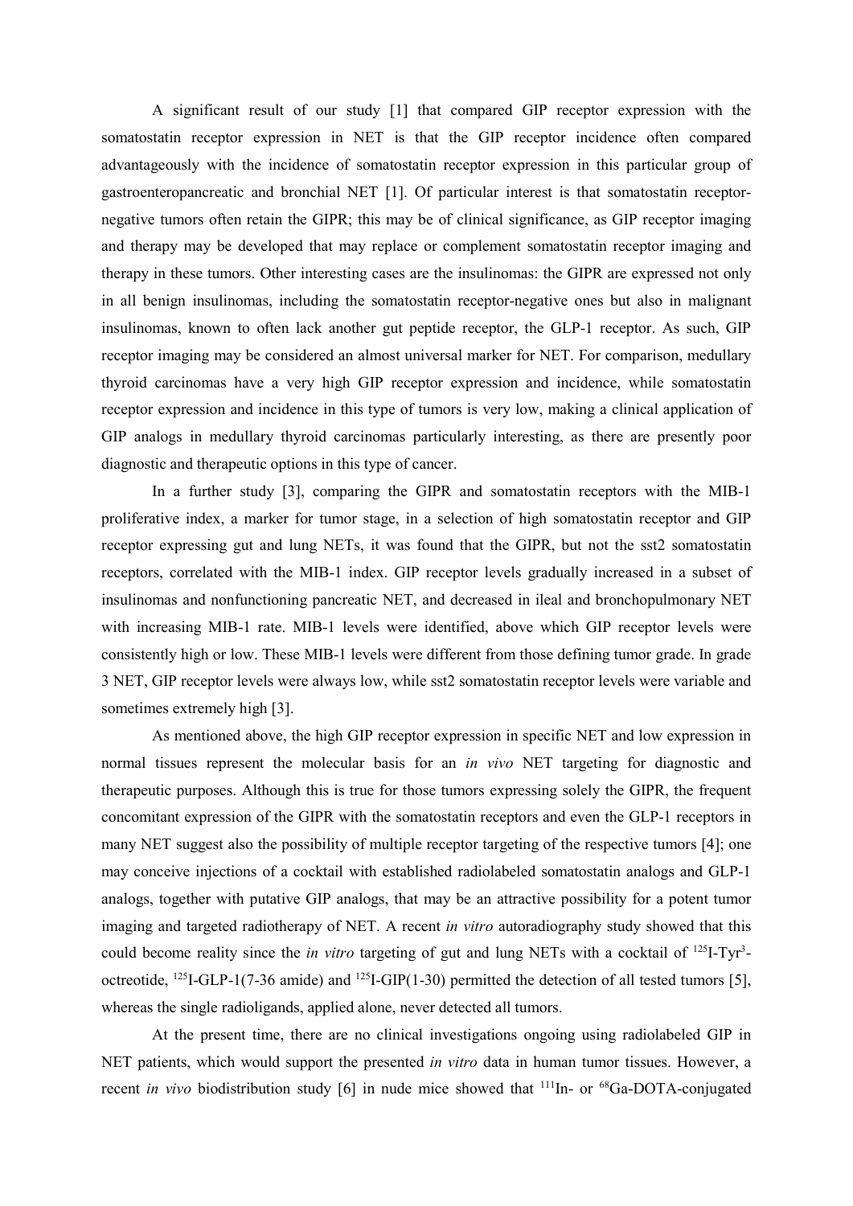A significant result of our study [1] that compared GIP receptor expression with the somatostatin receptor expression in NET is that the GIP receptor incidence often compared advantageously with the incidence of somatostatin receptor expression in this particular group of gastroenteropancreatic and bronchial NET [1]. Of particular interest is that somatostatin receptor-negative tumors often retain the GIPR; this may be of clinical significance, as GIP receptor imaging and therapy may be developed that may replace or complement somatostatin receptor imaging and therapy in these tumors. Other interesting cases are the insulinomas: the GIPR are expressed not only in all benign insulinomas, including the somatostatin receptor-negative ones but also in malignant insulinomas, known to often lack another gut peptide receptor, the GLP-1 receptor. As such, GIP receptor imaging may be considered an almost universal marker for NET. For comparison, medullary thyroid carcinomas have a very high GIP receptor expression and incidence, while somatostatin receptor expression and incidence in this type of tumors is very low, making a clinical application of GIP analogs in medullary thyroid carcinomas particularly interesting, as there are presently poor diagnostic and therapeutic options in this type of cancer.

In a further study [3], comparing the GIPR and somatostatin receptors with the MIB-1 proliferative index, a marker for tumor stage, in a selection of high somatostatin receptor and GIP receptor expressing gut and lung NETs, it was found that the GIPR, but not the sst2 somatostatin receptors, correlated with the MIB-1 index. GIP receptor levels gradually increased in a subset of insulinomas and nonfunctioning pancreatic NET, and decreased in ileal and bronchopulmonary NET with increasing MIB-1 rate. MIB-1 levels were identified, above which GIP receptor levels were consistently high or low. These MIB-1 levels were different from those defining tumor grade. In grade 3 NET, GIP receptor levels were always low, while sst2 somatostatin receptor levels were variable and sometimes extremely high [3].

As mentioned above, the high GIP receptor expression in specific NET and low expression in normal tissues represent the molecular basis for an *in vivo* NET targeting for diagnostic and therapeutic purposes. Although this is true for those tumors expressing solely the GIPR, the frequent concomitant expression of the GIPR with the somatostatin receptors and even the GLP-1 receptors in many NET suggest also the possibility of multiple receptor targeting of the respective tumors [4]; one may conceive injections of a cocktail with established radiolabeled somatostatin analogs and GLP-1 analogs, together with putative GIP analogs, that may be an attractive possibility for a potent tumor imaging and targeted radiotherapy of NET. A recent *in vitro* autoradiography study showed that this could become reality since the *in vitro* targeting of gut and lung NETs with a cocktail of $^{125}$I-Tyr$^{3}$-octreotide, $^{125}$I-GLP-1(7-36 amide) and $^{125}$I-GIP(1-30) permitted the detection of all tested tumors [5], whereas the single radioligands, applied alone, never detected all tumors.

At the present time, there are no clinical investigations ongoing using radiolabeled GIP in NET patients, which would support the presented *in vitro* data in human tumor tissues. However, a recent *in vivo* biodistribution study [6] in nude mice showed that $^{111}$In- or $^{68}$Ga-DOTA-conjugated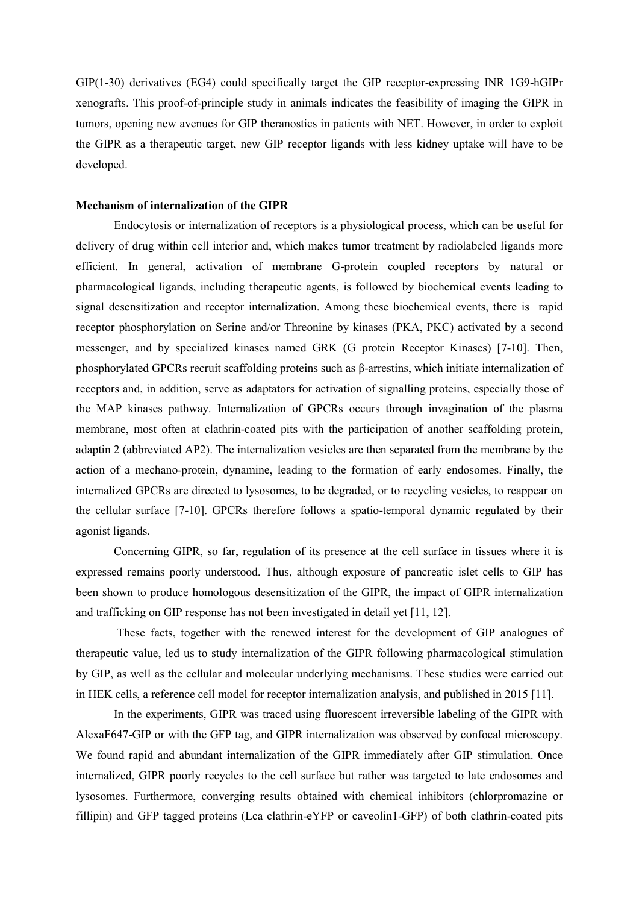GIP(1-30) derivatives (EG4) could specifically target the GIP receptor-expressing INR 1G9-hGIPr xenografts. This proof-of-principle study in animals indicates the feasibility of imaging the GIPR in tumors, opening new avenues for GIP theranostics in patients with NET. However, in order to exploit the GIPR as a therapeutic target, new GIP receptor ligands with less kidney uptake will have to be developed.

**Mechanism of internalization of the GIPR**

Endocytosis or internalization of receptors is a physiological process, which can be useful for delivery of drug within cell interior and, which makes tumor treatment by radiolabeled ligands more efficient. In general, activation of membrane G-protein coupled receptors by natural or pharmacological ligands, including therapeutic agents, is followed by biochemical events leading to signal desensitization and receptor internalization. Among these biochemical events, there is rapid receptor phosphorylation on Serine and/or Threonine by kinases (PKA, PKC) activated by a second messenger, and by specialized kinases named GRK (G protein Receptor Kinases) [7-10]. Then, phosphorylated GPCRs recruit scaffolding proteins such as β-arrestins, which initiate internalization of receptors and, in addition, serve as adaptators for activation of signalling proteins, especially those of the MAP kinases pathway. Internalization of GPCRs occurs through invagination of the plasma membrane, most often at clathrin-coated pits with the participation of another scaffolding protein, adaptin 2 (abbreviated AP2). The internalization vesicles are then separated from the membrane by the action of a mechano-protein, dynamine, leading to the formation of early endosomes. Finally, the internalized GPCRs are directed to lysosomes, to be degraded, or to recycling vesicles, to reappear on the cellular surface [7-10]. GPCRs therefore follows a spatio-temporal dynamic regulated by their agonist ligands.

Concerning GIPR, so far, regulation of its presence at the cell surface in tissues where it is expressed remains poorly understood. Thus, although exposure of pancreatic islet cells to GIP has been shown to produce homologous desensitization of the GIPR, the impact of GIPR internalization and trafficking on GIP response has not been investigated in detail yet [11, 12].

These facts, together with the renewed interest for the development of GIP analogues of therapeutic value, led us to study internalization of the GIPR following pharmacological stimulation by GIP, as well as the cellular and molecular underlying mechanisms. These studies were carried out in HEK cells, a reference cell model for receptor internalization analysis, and published in 2015 [11].

In the experiments, GIPR was traced using fluorescent irreversible labeling of the GIPR with AlexaF647-GIP or with the GFP tag, and GIPR internalization was observed by confocal microscopy. We found rapid and abundant internalization of the GIPR immediately after GIP stimulation. Once internalized, GIPR poorly recycles to the cell surface but rather was targeted to late endosomes and lysosomes. Furthermore, converging results obtained with chemical inhibitors (chlorpromazine or fillipin) and GFP tagged proteins (Lca clathrin-eYFP or caveolin1-GFP) of both clathrin-coated pits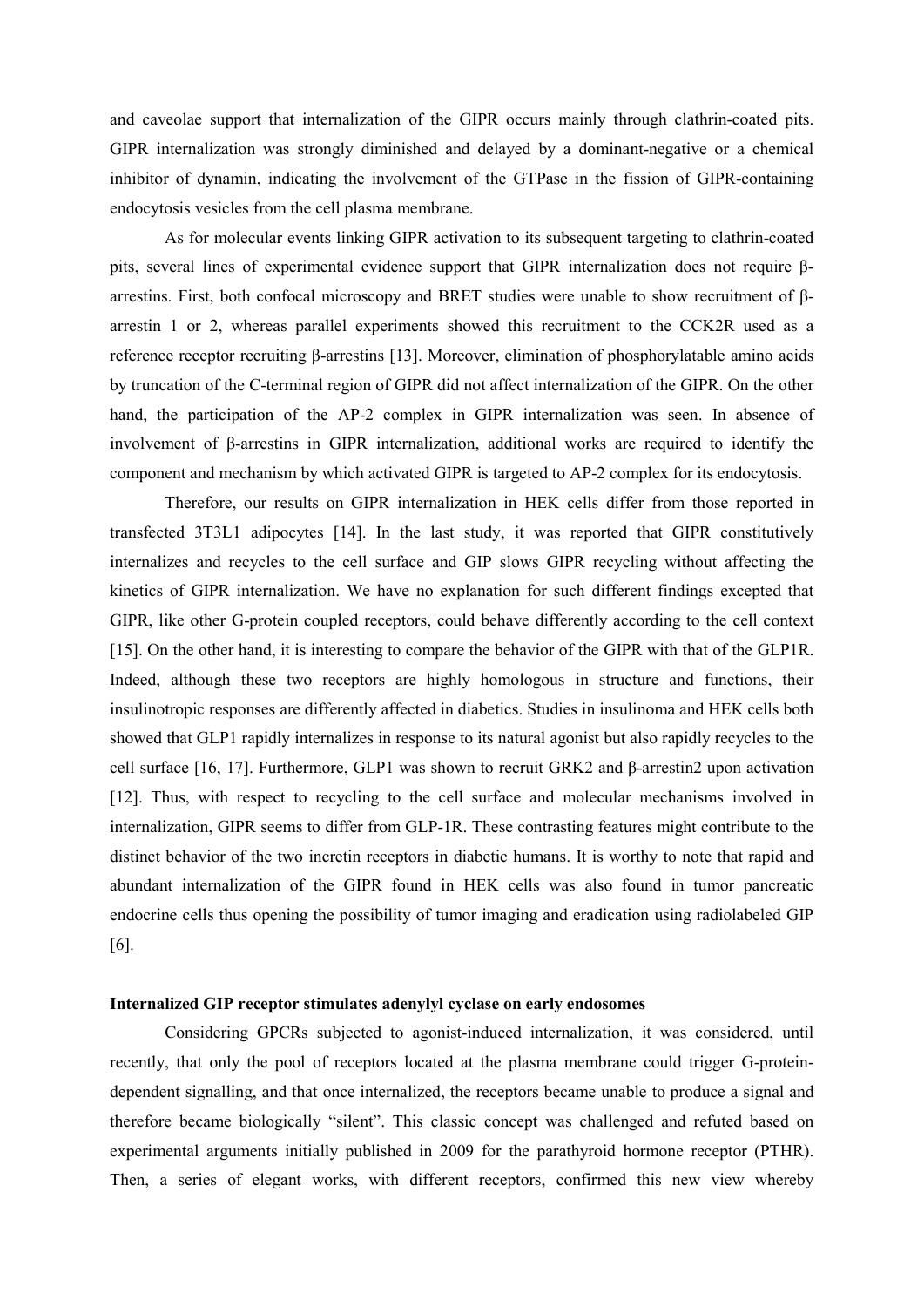and caveolae support that internalization of the GIPR occurs mainly through clathrin-coated pits. GIPR internalization was strongly diminished and delayed by a dominant-negative or a chemical inhibitor of dynamin, indicating the involvement of the GTPase in the fission of GIPR-containing endocytosis vesicles from the cell plasma membrane.

As for molecular events linking GIPR activation to its subsequent targeting to clathrin-coated pits, several lines of experimental evidence support that GIPR internalization does not require β-arrestins. First, both confocal microscopy and BRET studies were unable to show recruitment of β-arrestin 1 or 2, whereas parallel experiments showed this recruitment to the CCK2R used as a reference receptor recruiting β-arrestins [13]. Moreover, elimination of phosphorylatable amino acids by truncation of the C-terminal region of GIPR did not affect internalization of the GIPR. On the other hand, the participation of the AP-2 complex in GIPR internalization was seen. In absence of involvement of β-arrestins in GIPR internalization, additional works are required to identify the component and mechanism by which activated GIPR is targeted to AP-2 complex for its endocytosis.

Therefore, our results on GIPR internalization in HEK cells differ from those reported in transfected 3T3L1 adipocytes [14]. In the last study, it was reported that GIPR constitutively internalizes and recycles to the cell surface and GIP slows GIPR recycling without affecting the kinetics of GIPR internalization. We have no explanation for such different findings excepted that GIPR, like other G-protein coupled receptors, could behave differently according to the cell context [15]. On the other hand, it is interesting to compare the behavior of the GIPR with that of the GLP1R. Indeed, although these two receptors are highly homologous in structure and functions, their insulinotropic responses are differently affected in diabetics. Studies in insulinoma and HEK cells both showed that GLP1 rapidly internalizes in response to its natural agonist but also rapidly recycles to the cell surface [16, 17]. Furthermore, GLP1 was shown to recruit GRK2 and β-arrestin2 upon activation [12]. Thus, with respect to recycling to the cell surface and molecular mechanisms involved in internalization, GIPR seems to differ from GLP-1R. These contrasting features might contribute to the distinct behavior of the two incretin receptors in diabetic humans. It is worthy to note that rapid and abundant internalization of the GIPR found in HEK cells was also found in tumor pancreatic endocrine cells thus opening the possibility of tumor imaging and eradication using radiolabeled GIP [6].

**Internalized GIP receptor stimulates adenylyl cyclase on early endosomes**

Considering GPCRs subjected to agonist-induced internalization, it was considered, until recently, that only the pool of receptors located at the plasma membrane could trigger G-protein-dependent signalling, and that once internalized, the receptors became unable to produce a signal and therefore became biologically "silent". This classic concept was challenged and refuted based on experimental arguments initially published in 2009 for the parathyroid hormone receptor (PTHR). Then, a series of elegant works, with different receptors, confirmed this new view whereby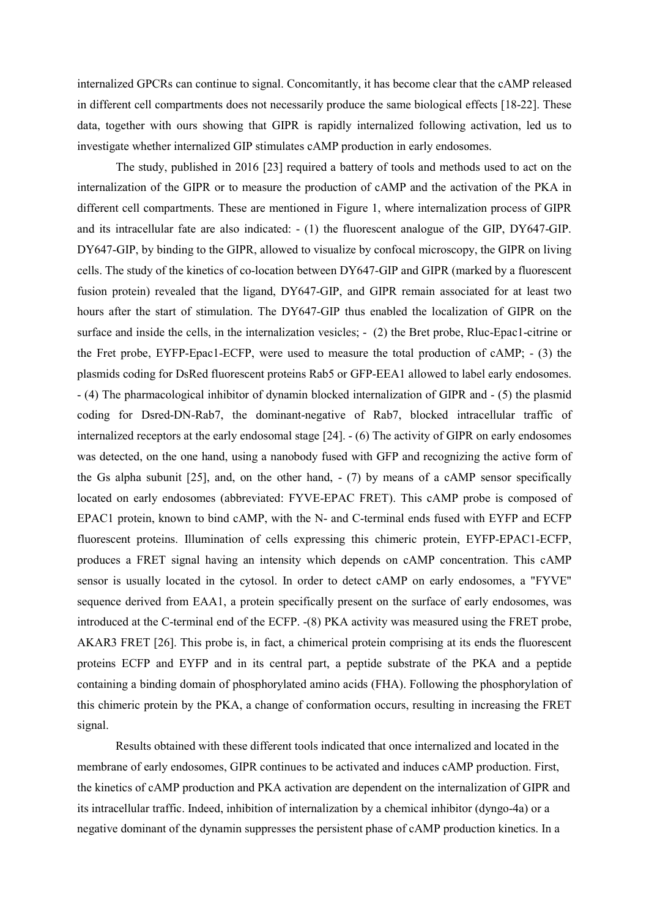internalized GPCRs can continue to signal. Concomitantly, it has become clear that the cAMP released in different cell compartments does not necessarily produce the same biological effects [18-22]. These data, together with ours showing that GIPR is rapidly internalized following activation, led us to investigate whether internalized GIP stimulates cAMP production in early endosomes.

The study, published in 2016 [23] required a battery of tools and methods used to act on the internalization of the GIPR or to measure the production of cAMP and the activation of the PKA in different cell compartments. These are mentioned in Figure 1, where internalization process of GIPR and its intracellular fate are also indicated: - (1) the fluorescent analogue of the GIP, DY647-GIP. DY647-GIP, by binding to the GIPR, allowed to visualize by confocal microscopy, the GIPR on living cells. The study of the kinetics of co-location between DY647-GIP and GIPR (marked by a fluorescent fusion protein) revealed that the ligand, DY647-GIP, and GIPR remain associated for at least two hours after the start of stimulation. The DY647-GIP thus enabled the localization of GIPR on the surface and inside the cells, in the internalization vesicles; - (2) the Bret probe, Rluc-Epac1-citrine or the Fret probe, EYFP-Epac1-ECFP, were used to measure the total production of cAMP; - (3) the plasmids coding for DsRed fluorescent proteins Rab5 or GFP-EEA1 allowed to label early endosomes. - (4) The pharmacological inhibitor of dynamin blocked internalization of GIPR and - (5) the plasmid coding for Dsred-DN-Rab7, the dominant-negative of Rab7, blocked intracellular traffic of internalized receptors at the early endosomal stage [24]. - (6) The activity of GIPR on early endosomes was detected, on the one hand, using a nanobody fused with GFP and recognizing the active form of the Gs alpha subunit [25], and, on the other hand, - (7) by means of a cAMP sensor specifically located on early endosomes (abbreviated: FYVE-EPAC FRET). This cAMP probe is composed of EPAC1 protein, known to bind cAMP, with the N- and C-terminal ends fused with EYFP and ECFP fluorescent proteins. Illumination of cells expressing this chimeric protein, EYFP-EPAC1-ECFP, produces a FRET signal having an intensity which depends on cAMP concentration. This cAMP sensor is usually located in the cytosol. In order to detect cAMP on early endosomes, a "FYVE" sequence derived from EAA1, a protein specifically present on the surface of early endosomes, was introduced at the C-terminal end of the ECFP. -(8) PKA activity was measured using the FRET probe, AKAR3 FRET [26]. This probe is, in fact, a chimerical protein comprising at its ends the fluorescent proteins ECFP and EYFP and in its central part, a peptide substrate of the PKA and a peptide containing a binding domain of phosphorylated amino acids (FHA). Following the phosphorylation of this chimeric protein by the PKA, a change of conformation occurs, resulting in increasing the FRET signal.

Results obtained with these different tools indicated that once internalized and located in the membrane of early endosomes, GIPR continues to be activated and induces cAMP production. First, the kinetics of cAMP production and PKA activation are dependent on the internalization of GIPR and its intracellular traffic. Indeed, inhibition of internalization by a chemical inhibitor (dyngo-4a) or a negative dominant of the dynamin suppresses the persistent phase of cAMP production kinetics. In a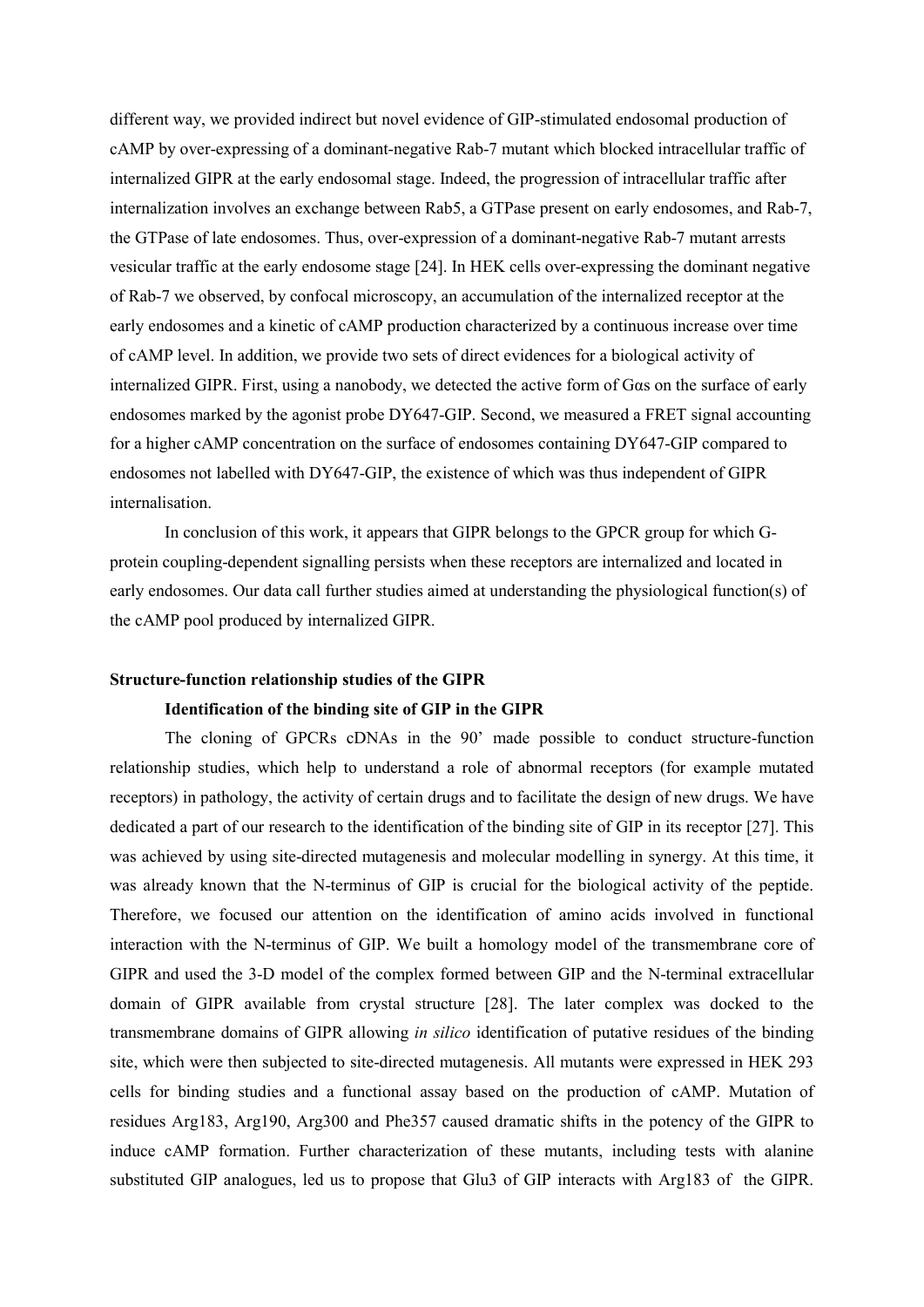different way, we provided indirect but novel evidence of GIP-stimulated endosomal production of cAMP by over-expressing of a dominant-negative Rab-7 mutant which blocked intracellular traffic of internalized GIPR at the early endosomal stage. Indeed, the progression of intracellular traffic after internalization involves an exchange between Rab5, a GTPase present on early endosomes, and Rab-7, the GTPase of late endosomes. Thus, over-expression of a dominant-negative Rab-7 mutant arrests vesicular traffic at the early endosome stage [24]. In HEK cells over-expressing the dominant negative of Rab-7 we observed, by confocal microscopy, an accumulation of the internalized receptor at the early endosomes and a kinetic of cAMP production characterized by a continuous increase over time of cAMP level. In addition, we provide two sets of direct evidences for a biological activity of internalized GIPR. First, using a nanobody, we detected the active form of Gαs on the surface of early endosomes marked by the agonist probe DY647-GIP. Second, we measured a FRET signal accounting for a higher cAMP concentration on the surface of endosomes containing DY647-GIP compared to endosomes not labelled with DY647-GIP, the existence of which was thus independent of GIPR internalisation.

In conclusion of this work, it appears that GIPR belongs to the GPCR group for which G-protein coupling-dependent signalling persists when these receptors are internalized and located in early endosomes. Our data call further studies aimed at understanding the physiological function(s) of the cAMP pool produced by internalized GIPR.

## Structure-function relationship studies of the GIPR

### Identification of the binding site of GIP in the GIPR

The cloning of GPCRs cDNAs in the 90' made possible to conduct structure-function relationship studies, which help to understand a role of abnormal receptors (for example mutated receptors) in pathology, the activity of certain drugs and to facilitate the design of new drugs. We have dedicated a part of our research to the identification of the binding site of GIP in its receptor [27]. This was achieved by using site-directed mutagenesis and molecular modelling in synergy. At this time, it was already known that the N-terminus of GIP is crucial for the biological activity of the peptide. Therefore, we focused our attention on the identification of amino acids involved in functional interaction with the N-terminus of GIP. We built a homology model of the transmembrane core of GIPR and used the 3-D model of the complex formed between GIP and the N-terminal extracellular domain of GIPR available from crystal structure [28]. The later complex was docked to the transmembrane domains of GIPR allowing *in silico* identification of putative residues of the binding site, which were then subjected to site-directed mutagenesis. All mutants were expressed in HEK 293 cells for binding studies and a functional assay based on the production of cAMP. Mutation of residues Arg183, Arg190, Arg300 and Phe357 caused dramatic shifts in the potency of the GIPR to induce cAMP formation. Further characterization of these mutants, including tests with alanine substituted GIP analogues, led us to propose that Glu3 of GIP interacts with Arg183 of the GIPR.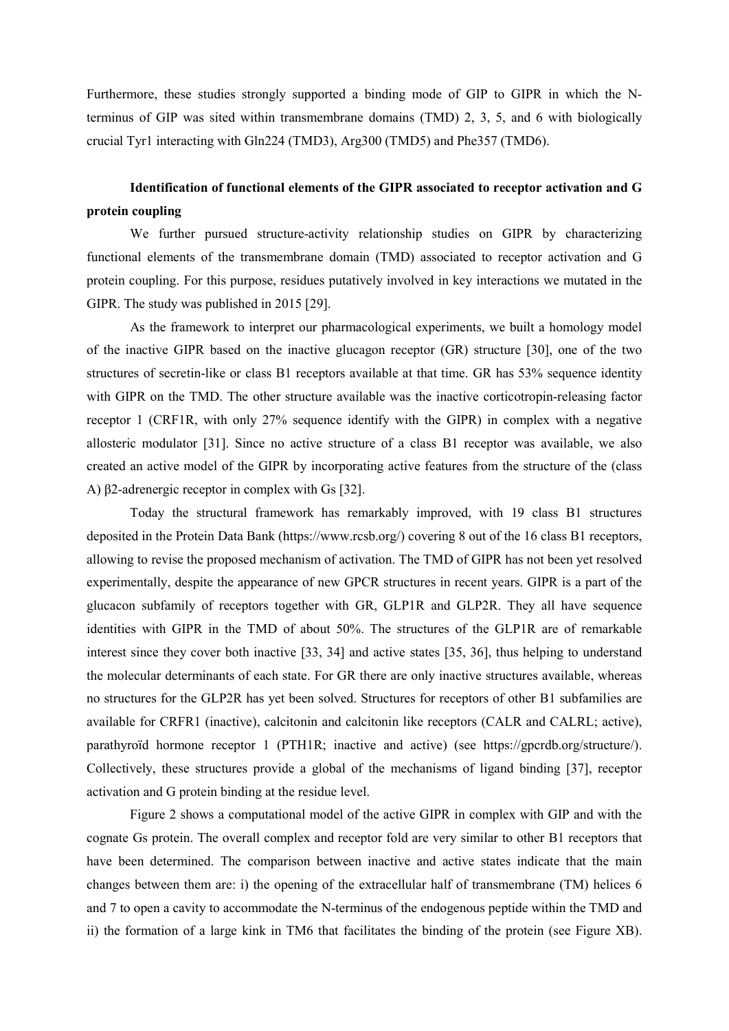Furthermore, these studies strongly supported a binding mode of GIP to GIPR in which the N-terminus of GIP was sited within transmembrane domains (TMD) 2, 3, 5, and 6 with biologically crucial Tyr1 interacting with Gln224 (TMD3), Arg300 (TMD5) and Phe357 (TMD6).

**Identification of functional elements of the GIPR associated to receptor activation and G protein coupling**

We further pursued structure-activity relationship studies on GIPR by characterizing functional elements of the transmembrane domain (TMD) associated to receptor activation and G protein coupling. For this purpose, residues putatively involved in key interactions we mutated in the GIPR. The study was published in 2015 [29].

As the framework to interpret our pharmacological experiments, we built a homology model of the inactive GIPR based on the inactive glucagon receptor (GR) structure [30], one of the two structures of secretin-like or class B1 receptors available at that time. GR has 53% sequence identity with GIPR on the TMD. The other structure available was the inactive corticotropin-releasing factor receptor 1 (CRF1R, with only 27% sequence identify with the GIPR) in complex with a negative allosteric modulator [31]. Since no active structure of a class B1 receptor was available, we also created an active model of the GIPR by incorporating active features from the structure of the (class A) β2-adrenergic receptor in complex with Gs [32].

Today the structural framework has remarkably improved, with 19 class B1 structures deposited in the Protein Data Bank (https://www.rcsb.org/) covering 8 out of the 16 class B1 receptors, allowing to revise the proposed mechanism of activation. The TMD of GIPR has not been yet resolved experimentally, despite the appearance of new GPCR structures in recent years. GIPR is a part of the glucacon subfamily of receptors together with GR, GLP1R and GLP2R. They all have sequence identities with GIPR in the TMD of about 50%. The structures of the GLP1R are of remarkable interest since they cover both inactive [33, 34] and active states [35, 36], thus helping to understand the molecular determinants of each state. For GR there are only inactive structures available, whereas no structures for the GLP2R has yet been solved. Structures for receptors of other B1 subfamilies are available for CRFR1 (inactive), calcitonin and calcitonin like receptors (CALR and CALRL; active), parathyroïd hormone receptor 1 (PTH1R; inactive and active) (see https://gpcrdb.org/structure/). Collectively, these structures provide a global of the mechanisms of ligand binding [37], receptor activation and G protein binding at the residue level.

Figure 2 shows a computational model of the active GIPR in complex with GIP and with the cognate Gs protein. The overall complex and receptor fold are very similar to other B1 receptors that have been determined. The comparison between inactive and active states indicate that the main changes between them are: i) the opening of the extracellular half of transmembrane (TM) helices 6 and 7 to open a cavity to accommodate the N-terminus of the endogenous peptide within the TMD and ii) the formation of a large kink in TM6 that facilitates the binding of the protein (see Figure XB).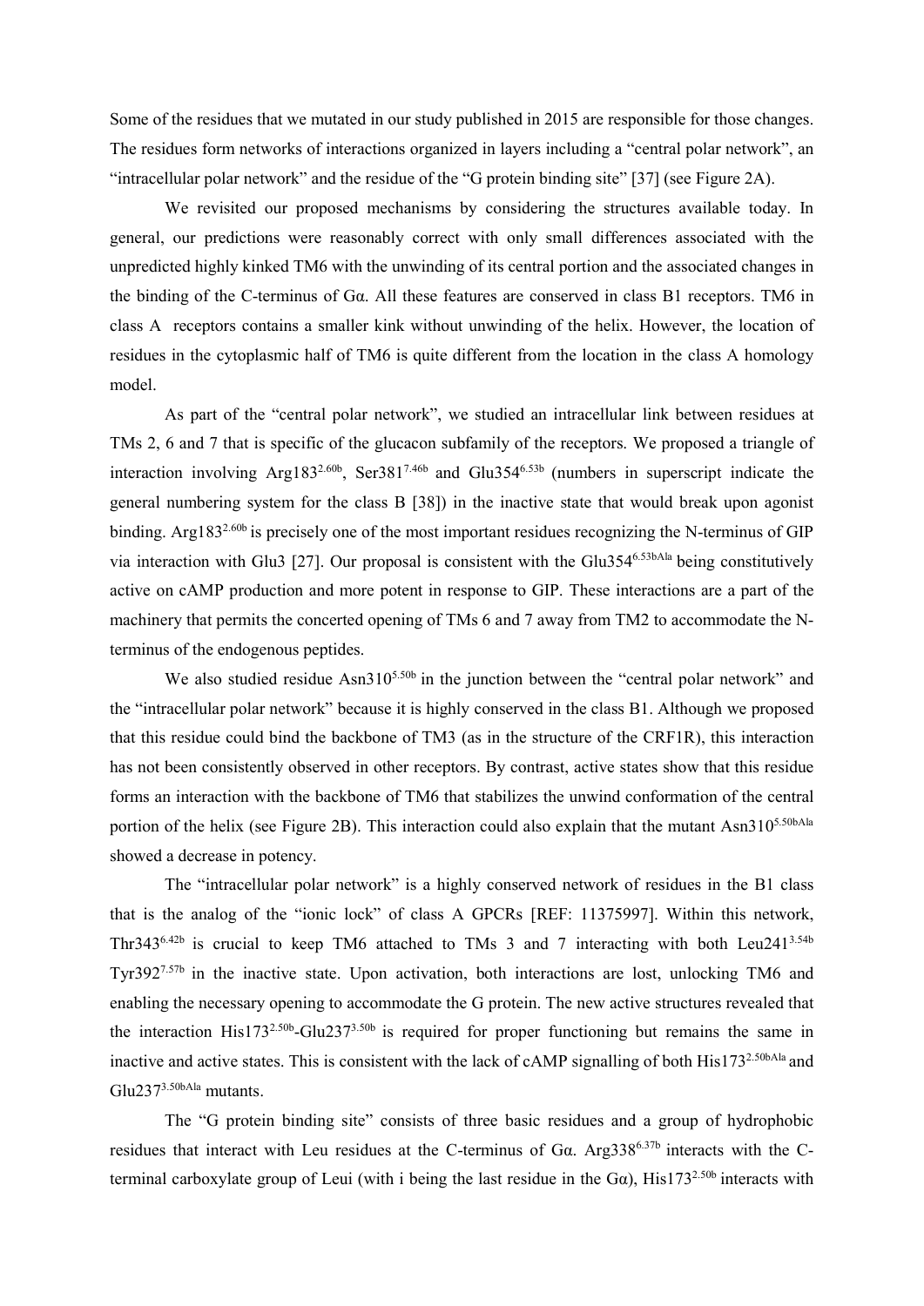Some of the residues that we mutated in our study published in 2015 are responsible for those changes. The residues form networks of interactions organized in layers including a "central polar network", an "intracellular polar network" and the residue of the "G protein binding site" [37] (see Figure 2A).

We revisited our proposed mechanisms by considering the structures available today. In general, our predictions were reasonably correct with only small differences associated with the unpredicted highly kinked TM6 with the unwinding of its central portion and the associated changes in the binding of the C-terminus of Gα. All these features are conserved in class B1 receptors. TM6 in class A receptors contains a smaller kink without unwinding of the helix. However, the location of residues in the cytoplasmic half of TM6 is quite different from the location in the class A homology model.

As part of the "central polar network", we studied an intracellular link between residues at TMs 2, 6 and 7 that is specific of the glucacon subfamily of the receptors. We proposed a triangle of interaction involving Arg183$^{2.60b}$, Ser381$^{7.46b}$ and Glu354$^{6.53b}$ (numbers in superscript indicate the general numbering system for the class B [38]) in the inactive state that would break upon agonist binding. Arg183$^{2.60b}$ is precisely one of the most important residues recognizing the N-terminus of GIP via interaction with Glu3 [27]. Our proposal is consistent with the Glu354$^{6.53bAla}$ being constitutively active on cAMP production and more potent in response to GIP. These interactions are a part of the machinery that permits the concerted opening of TMs 6 and 7 away from TM2 to accommodate the N-terminus of the endogenous peptides.

We also studied residue Asn310$^{5.50b}$ in the junction between the "central polar network" and the "intracellular polar network" because it is highly conserved in the class B1. Although we proposed that this residue could bind the backbone of TM3 (as in the structure of the CRF1R), this interaction has not been consistently observed in other receptors. By contrast, active states show that this residue forms an interaction with the backbone of TM6 that stabilizes the unwind conformation of the central portion of the helix (see Figure 2B). This interaction could also explain that the mutant Asn310$^{5.50bAla}$ showed a decrease in potency.

The "intracellular polar network" is a highly conserved network of residues in the B1 class that is the analog of the "ionic lock" of class A GPCRs [REF: 11375997]. Within this network, Thr343$^{6.42b}$ is crucial to keep TM6 attached to TMs 3 and 7 interacting with both Leu241$^{3.54b}$ Tyr392$^{7.57b}$ in the inactive state. Upon activation, both interactions are lost, unlocking TM6 and enabling the necessary opening to accommodate the G protein. The new active structures revealed that the interaction His173$^{2.50b}$-Glu237$^{3.50b}$ is required for proper functioning but remains the same in inactive and active states. This is consistent with the lack of cAMP signalling of both His173$^{2.50bAla}$ and Glu237$^{3.50bAla}$ mutants.

The "G protein binding site" consists of three basic residues and a group of hydrophobic residues that interact with Leu residues at the C-terminus of Gα. Arg338$^{6.37b}$ interacts with the C-terminal carboxylate group of Leu$_i$ (with i being the last residue in the Gα), His173$^{2.50b}$ interacts with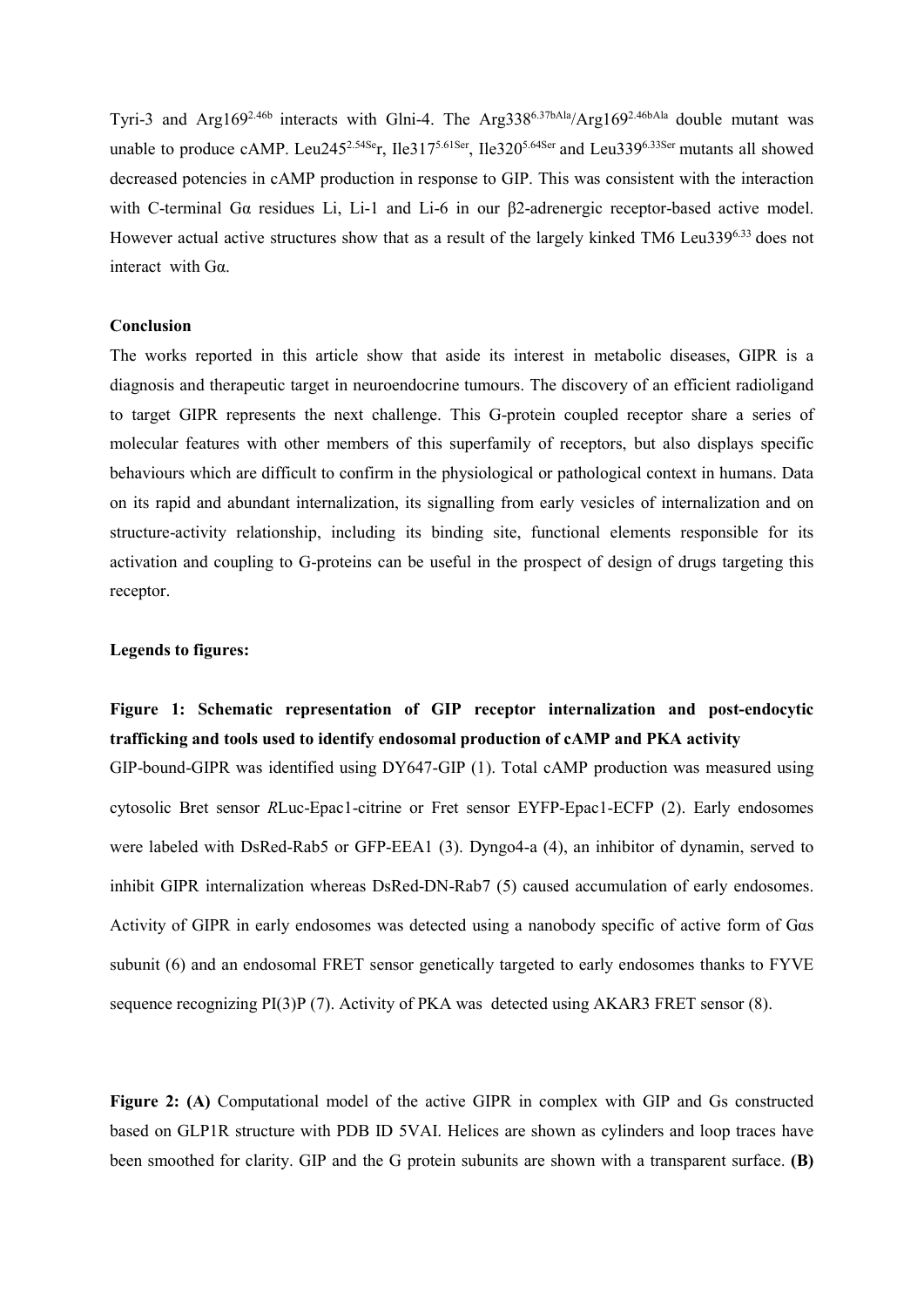Tyri-3 and Arg169$^{2.46b}$ interacts with Glni-4. The Arg338$^{6.37bAla}$/Arg169$^{2.46bAla}$ double mutant was unable to produce cAMP. Leu245$^{2.54Se}$r, Ile317$^{5.61Ser}$, Ile320$^{5.64Ser}$ and Leu339$^{6.33Ser}$ mutants all showed decreased potencies in cAMP production in response to GIP. This was consistent with the interaction with C-terminal Gα residues Li, Li-1 and Li-6 in our β2-adrenergic receptor-based active model. However actual active structures show that as a result of the largely kinked TM6 Leu339$^{6.33}$ does not interact with Gα.

**Conclusion**

The works reported in this article show that aside its interest in metabolic diseases, GIPR is a diagnosis and therapeutic target in neuroendocrine tumours. The discovery of an efficient radioligand to target GIPR represents the next challenge. This G-protein coupled receptor share a series of molecular features with other members of this superfamily of receptors, but also displays specific behaviours which are difficult to confirm in the physiological or pathological context in humans. Data on its rapid and abundant internalization, its signalling from early vesicles of internalization and on structure-activity relationship, including its binding site, functional elements responsible for its activation and coupling to G-proteins can be useful in the prospect of design of drugs targeting this receptor.

**Legends to figures:**

**Figure 1: Schematic representation of GIP receptor internalization and post-endocytic trafficking and tools used to identify endosomal production of cAMP and PKA activity**

GIP-bound-GIPR was identified using DY647-GIP (1). Total cAMP production was measured using cytosolic Bret sensor *R*Luc-Epac1-citrine or Fret sensor EYFP-Epac1-ECFP (2). Early endosomes were labeled with DsRed-Rab5 or GFP-EEA1 (3). Dyngo4-a (4), an inhibitor of dynamin, served to inhibit GIPR internalization whereas DsRed-DN-Rab7 (5) caused accumulation of early endosomes. Activity of GIPR in early endosomes was detected using a nanobody specific of active form of Gαs subunit (6) and an endosomal FRET sensor genetically targeted to early endosomes thanks to FYVE sequence recognizing PI(3)P (7). Activity of PKA was detected using AKAR3 FRET sensor (8).

**Figure 2: (A)** Computational model of the active GIPR in complex with GIP and Gs constructed based on GLP1R structure with PDB ID 5VAI. Helices are shown as cylinders and loop traces have been smoothed for clarity. GIP and the G protein subunits are shown with a transparent surface. **(B)**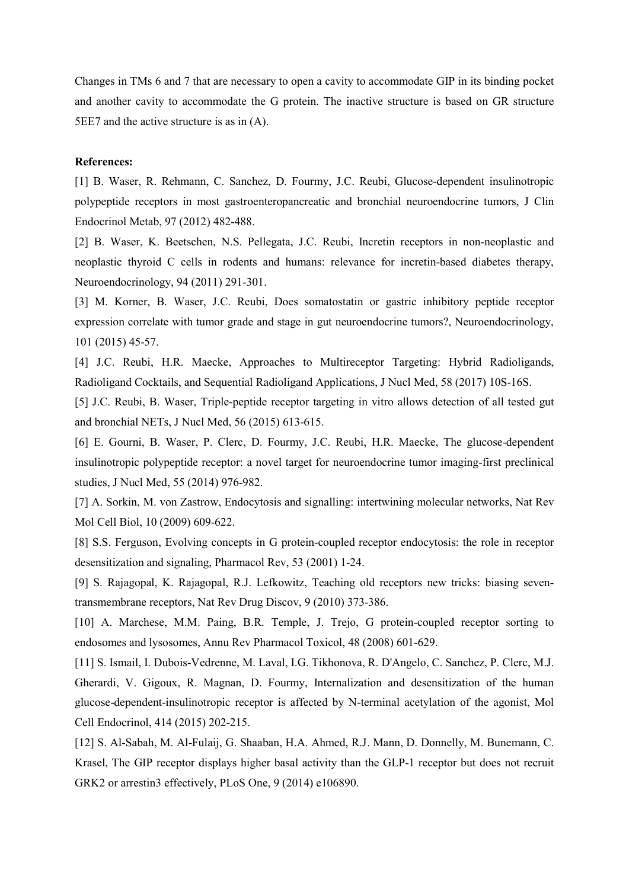Changes in TMs 6 and 7 that are necessary to open a cavity to accommodate GIP in its binding pocket and another cavity to accommodate the G protein. The inactive structure is based on GR structure 5EE7 and the active structure is as in (A).

**References:**

[1] B. Waser, R. Rehmann, C. Sanchez, D. Fourmy, J.C. Reubi, Glucose-dependent insulinotropic polypeptide receptors in most gastroenteropancreatic and bronchial neuroendocrine tumors, J Clin Endocrinol Metab, 97 (2012) 482-488.

[2] B. Waser, K. Beetschen, N.S. Pellegata, J.C. Reubi, Incretin receptors in non-neoplastic and neoplastic thyroid C cells in rodents and humans: relevance for incretin-based diabetes therapy, Neuroendocrinology, 94 (2011) 291-301.

[3] M. Korner, B. Waser, J.C. Reubi, Does somatostatin or gastric inhibitory peptide receptor expression correlate with tumor grade and stage in gut neuroendocrine tumors?, Neuroendocrinology, 101 (2015) 45-57.

[4] J.C. Reubi, H.R. Maecke, Approaches to Multireceptor Targeting: Hybrid Radioligands, Radioligand Cocktails, and Sequential Radioligand Applications, J Nucl Med, 58 (2017) 10S-16S.

[5] J.C. Reubi, B. Waser, Triple-peptide receptor targeting in vitro allows detection of all tested gut and bronchial NETs, J Nucl Med, 56 (2015) 613-615.

[6] E. Gourni, B. Waser, P. Clerc, D. Fourmy, J.C. Reubi, H.R. Maecke, The glucose-dependent insulinotropic polypeptide receptor: a novel target for neuroendocrine tumor imaging-first preclinical studies, J Nucl Med, 55 (2014) 976-982.

[7] A. Sorkin, M. von Zastrow, Endocytosis and signalling: intertwining molecular networks, Nat Rev Mol Cell Biol, 10 (2009) 609-622.

[8] S.S. Ferguson, Evolving concepts in G protein-coupled receptor endocytosis: the role in receptor desensitization and signaling, Pharmacol Rev, 53 (2001) 1-24.

[9] S. Rajagopal, K. Rajagopal, R.J. Lefkowitz, Teaching old receptors new tricks: biasing seven-transmembrane receptors, Nat Rev Drug Discov, 9 (2010) 373-386.

[10] A. Marchese, M.M. Paing, B.R. Temple, J. Trejo, G protein-coupled receptor sorting to endosomes and lysosomes, Annu Rev Pharmacol Toxicol, 48 (2008) 601-629.

[11] S. Ismail, I. Dubois-Vedrenne, M. Laval, I.G. Tikhonova, R. D'Angelo, C. Sanchez, P. Clerc, M.J. Gherardi, V. Gigoux, R. Magnan, D. Fourmy, Internalization and desensitization of the human glucose-dependent-insulinotropic receptor is affected by N-terminal acetylation of the agonist, Mol Cell Endocrinol, 414 (2015) 202-215.

[12] S. Al-Sabah, M. Al-Fulaij, G. Shaaban, H.A. Ahmed, R.J. Mann, D. Donnelly, M. Bunemann, C. Krasel, The GIP receptor displays higher basal activity than the GLP-1 receptor but does not recruit GRK2 or arrestin3 effectively, PLoS One, 9 (2014) e106890.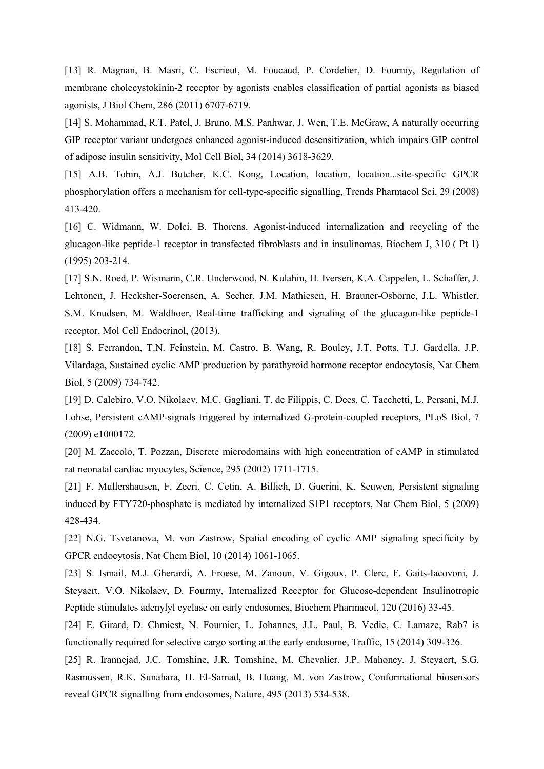[13] R. Magnan, B. Masri, C. Escrieut, M. Foucaud, P. Cordelier, D. Fourmy, Regulation of membrane cholecystokinin-2 receptor by agonists enables classification of partial agonists as biased agonists, J Biol Chem, 286 (2011) 6707-6719.

[14] S. Mohammad, R.T. Patel, J. Bruno, M.S. Panhwar, J. Wen, T.E. McGraw, A naturally occurring GIP receptor variant undergoes enhanced agonist-induced desensitization, which impairs GIP control of adipose insulin sensitivity, Mol Cell Biol, 34 (2014) 3618-3629.

[15] A.B. Tobin, A.J. Butcher, K.C. Kong, Location, location, location...site-specific GPCR phosphorylation offers a mechanism for cell-type-specific signalling, Trends Pharmacol Sci, 29 (2008) 413-420.

[16] C. Widmann, W. Dolci, B. Thorens, Agonist-induced internalization and recycling of the glucagon-like peptide-1 receptor in transfected fibroblasts and in insulinomas, Biochem J, 310 ( Pt 1) (1995) 203-214.

[17] S.N. Roed, P. Wismann, C.R. Underwood, N. Kulahin, H. Iversen, K.A. Cappelen, L. Schaffer, J. Lehtonen, J. Hecksher-Soerensen, A. Secher, J.M. Mathiesen, H. Brauner-Osborne, J.L. Whistler, S.M. Knudsen, M. Waldhoer, Real-time trafficking and signaling of the glucagon-like peptide-1 receptor, Mol Cell Endocrinol, (2013).

[18] S. Ferrandon, T.N. Feinstein, M. Castro, B. Wang, R. Bouley, J.T. Potts, T.J. Gardella, J.P. Vilardaga, Sustained cyclic AMP production by parathyroid hormone receptor endocytosis, Nat Chem Biol, 5 (2009) 734-742.

[19] D. Calebiro, V.O. Nikolaev, M.C. Gagliani, T. de Filippis, C. Dees, C. Tacchetti, L. Persani, M.J. Lohse, Persistent cAMP-signals triggered by internalized G-protein-coupled receptors, PLoS Biol, 7 (2009) e1000172.

[20] M. Zaccolo, T. Pozzan, Discrete microdomains with high concentration of cAMP in stimulated rat neonatal cardiac myocytes, Science, 295 (2002) 1711-1715.

[21] F. Mullershausen, F. Zecri, C. Cetin, A. Billich, D. Guerini, K. Seuwen, Persistent signaling induced by FTY720-phosphate is mediated by internalized S1P1 receptors, Nat Chem Biol, 5 (2009) 428-434.

[22] N.G. Tsvetanova, M. von Zastrow, Spatial encoding of cyclic AMP signaling specificity by GPCR endocytosis, Nat Chem Biol, 10 (2014) 1061-1065.

[23] S. Ismail, M.J. Gherardi, A. Froese, M. Zanoun, V. Gigoux, P. Clerc, F. Gaits-Iacovoni, J. Steyaert, V.O. Nikolaev, D. Fourmy, Internalized Receptor for Glucose-dependent Insulinotropic Peptide stimulates adenylyl cyclase on early endosomes, Biochem Pharmacol, 120 (2016) 33-45.

[24] E. Girard, D. Chmiest, N. Fournier, L. Johannes, J.L. Paul, B. Vedie, C. Lamaze, Rab7 is functionally required for selective cargo sorting at the early endosome, Traffic, 15 (2014) 309-326.

[25] R. Irannejad, J.C. Tomshine, J.R. Tomshine, M. Chevalier, J.P. Mahoney, J. Steyaert, S.G. Rasmussen, R.K. Sunahara, H. El-Samad, B. Huang, M. von Zastrow, Conformational biosensors reveal GPCR signalling from endosomes, Nature, 495 (2013) 534-538.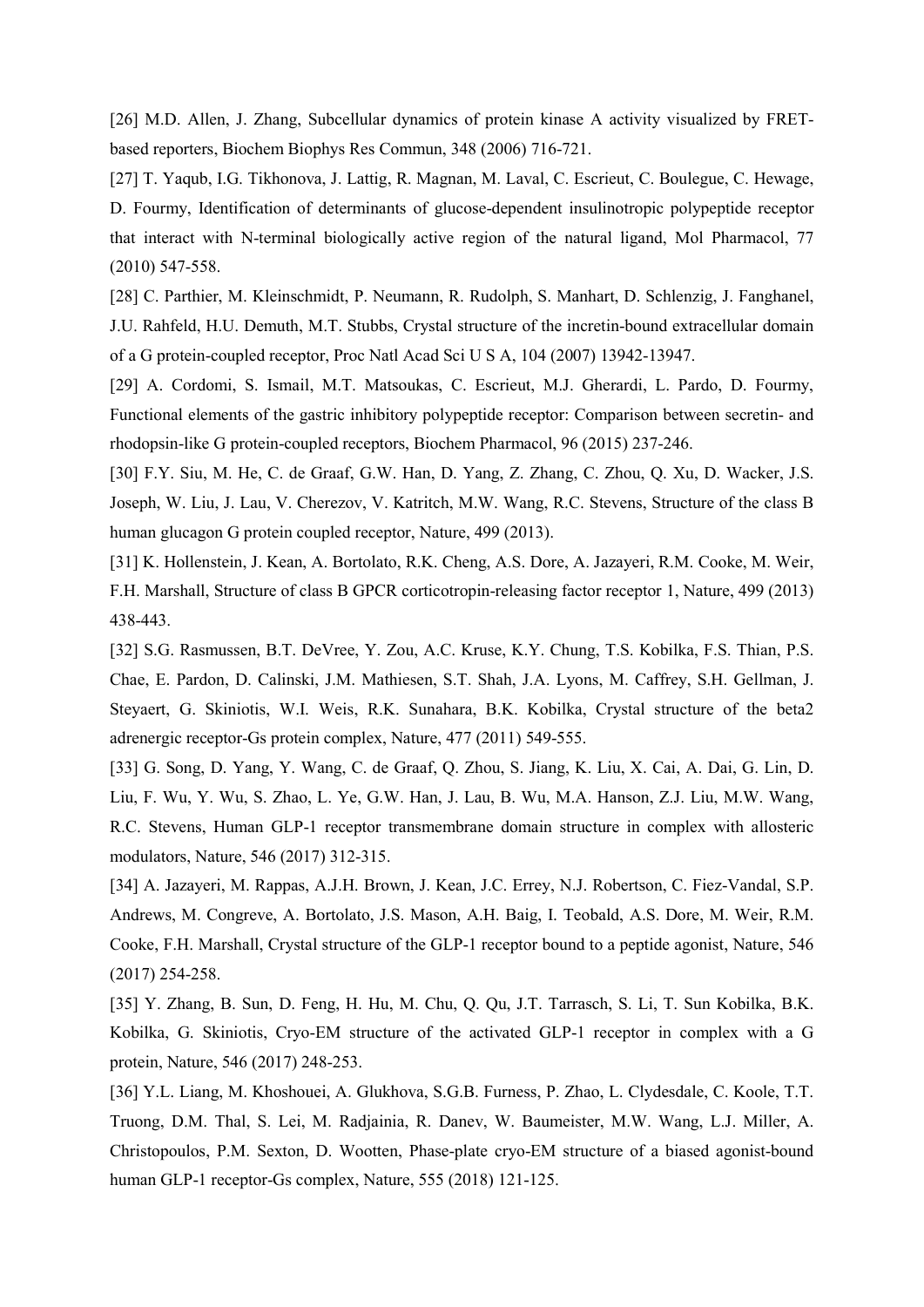[26] M.D. Allen, J. Zhang, Subcellular dynamics of protein kinase A activity visualized by FRET-based reporters, Biochem Biophys Res Commun, 348 (2006) 716-721.

[27] T. Yaqub, I.G. Tikhonova, J. Lattig, R. Magnan, M. Laval, C. Escrieut, C. Boulegue, C. Hewage, D. Fourmy, Identification of determinants of glucose-dependent insulinotropic polypeptide receptor that interact with N-terminal biologically active region of the natural ligand, Mol Pharmacol, 77 (2010) 547-558.

[28] C. Parthier, M. Kleinschmidt, P. Neumann, R. Rudolph, S. Manhart, D. Schlenzig, J. Fanghanel, J.U. Rahfeld, H.U. Demuth, M.T. Stubbs, Crystal structure of the incretin-bound extracellular domain of a G protein-coupled receptor, Proc Natl Acad Sci U S A, 104 (2007) 13942-13947.

[29] A. Cordomi, S. Ismail, M.T. Matsoukas, C. Escrieut, M.J. Gherardi, L. Pardo, D. Fourmy, Functional elements of the gastric inhibitory polypeptide receptor: Comparison between secretin- and rhodopsin-like G protein-coupled receptors, Biochem Pharmacol, 96 (2015) 237-246.

[30] F.Y. Siu, M. He, C. de Graaf, G.W. Han, D. Yang, Z. Zhang, C. Zhou, Q. Xu, D. Wacker, J.S. Joseph, W. Liu, J. Lau, V. Cherezov, V. Katritch, M.W. Wang, R.C. Stevens, Structure of the class B human glucagon G protein coupled receptor, Nature, 499 (2013).

[31] K. Hollenstein, J. Kean, A. Bortolato, R.K. Cheng, A.S. Dore, A. Jazayeri, R.M. Cooke, M. Weir, F.H. Marshall, Structure of class B GPCR corticotropin-releasing factor receptor 1, Nature, 499 (2013) 438-443.

[32] S.G. Rasmussen, B.T. DeVree, Y. Zou, A.C. Kruse, K.Y. Chung, T.S. Kobilka, F.S. Thian, P.S. Chae, E. Pardon, D. Calinski, J.M. Mathiesen, S.T. Shah, J.A. Lyons, M. Caffrey, S.H. Gellman, J. Steyaert, G. Skiniotis, W.I. Weis, R.K. Sunahara, B.K. Kobilka, Crystal structure of the beta2 adrenergic receptor-Gs protein complex, Nature, 477 (2011) 549-555.

[33] G. Song, D. Yang, Y. Wang, C. de Graaf, Q. Zhou, S. Jiang, K. Liu, X. Cai, A. Dai, G. Lin, D. Liu, F. Wu, Y. Wu, S. Zhao, L. Ye, G.W. Han, J. Lau, B. Wu, M.A. Hanson, Z.J. Liu, M.W. Wang, R.C. Stevens, Human GLP-1 receptor transmembrane domain structure in complex with allosteric modulators, Nature, 546 (2017) 312-315.

[34] A. Jazayeri, M. Rappas, A.J.H. Brown, J. Kean, J.C. Errey, N.J. Robertson, C. Fiez-Vandal, S.P. Andrews, M. Congreve, A. Bortolato, J.S. Mason, A.H. Baig, I. Teobald, A.S. Dore, M. Weir, R.M. Cooke, F.H. Marshall, Crystal structure of the GLP-1 receptor bound to a peptide agonist, Nature, 546 (2017) 254-258.

[35] Y. Zhang, B. Sun, D. Feng, H. Hu, M. Chu, Q. Qu, J.T. Tarrasch, S. Li, T. Sun Kobilka, B.K. Kobilka, G. Skiniotis, Cryo-EM structure of the activated GLP-1 receptor in complex with a G protein, Nature, 546 (2017) 248-253.

[36] Y.L. Liang, M. Khoshouei, A. Glukhova, S.G.B. Furness, P. Zhao, L. Clydesdale, C. Koole, T.T. Truong, D.M. Thal, S. Lei, M. Radjainia, R. Danev, W. Baumeister, M.W. Wang, L.J. Miller, A. Christopoulos, P.M. Sexton, D. Wootten, Phase-plate cryo-EM structure of a biased agonist-bound human GLP-1 receptor-Gs complex, Nature, 555 (2018) 121-125.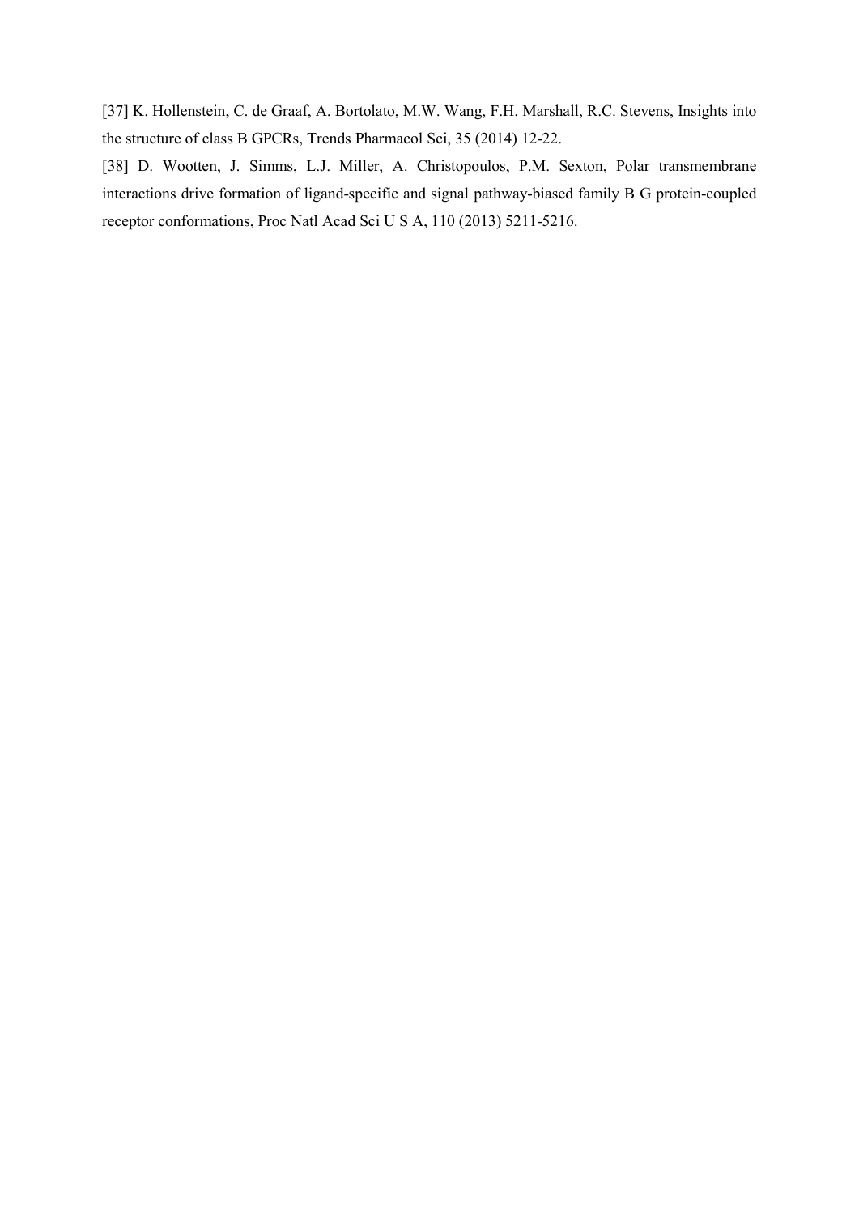[37] K. Hollenstein, C. de Graaf, A. Bortolato, M.W. Wang, F.H. Marshall, R.C. Stevens, Insights into the structure of class B GPCRs, Trends Pharmacol Sci, 35 (2014) 12-22.

[38] D. Wootten, J. Simms, L.J. Miller, A. Christopoulos, P.M. Sexton, Polar transmembrane interactions drive formation of ligand-specific and signal pathway-biased family B G protein-coupled receptor conformations, Proc Natl Acad Sci U S A, 110 (2013) 5211-5216.